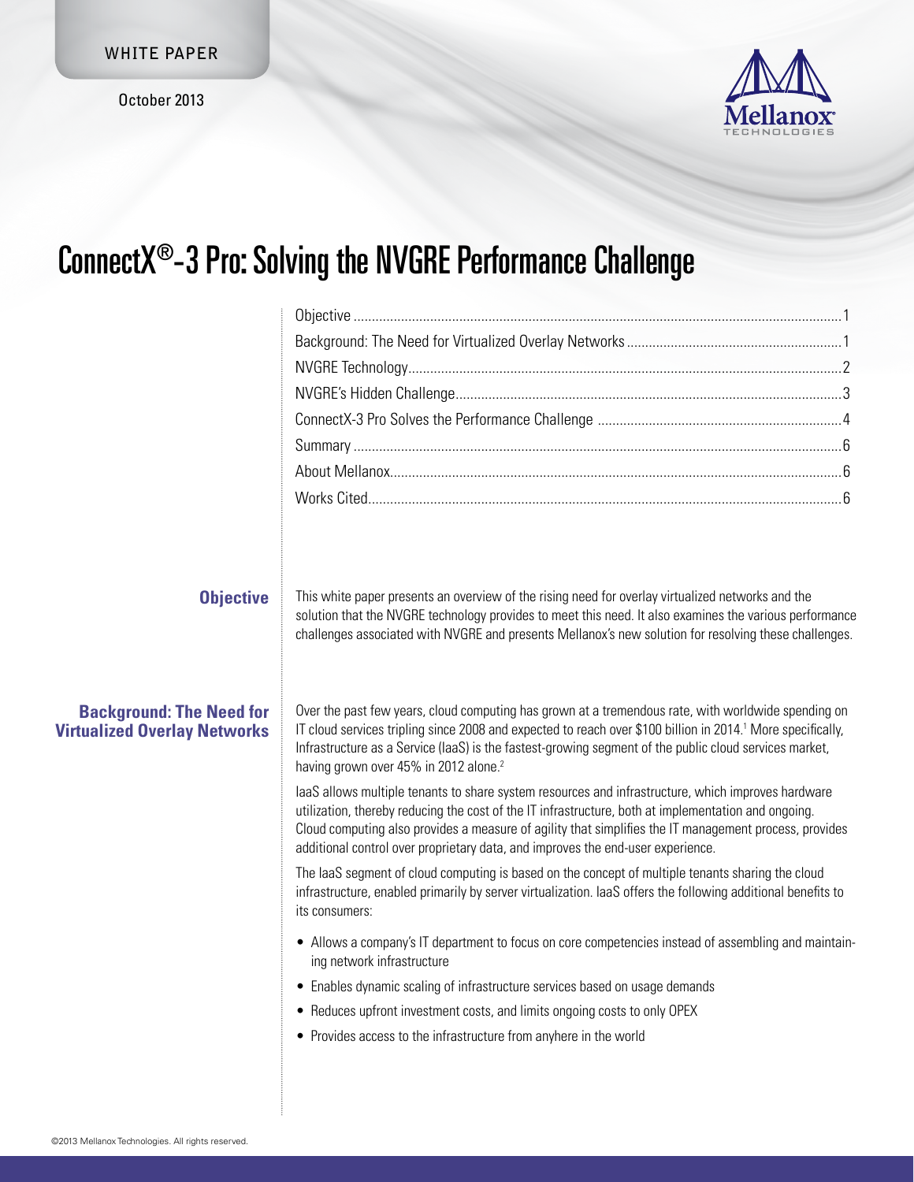WHITE PAPER

October 2013

# ConnectX®-3 Pro: Solving the NVGRE Performance Challenge

| | |
|---|---|
| Objective | 1 |
| Background: The Need for Virtualized Overlay Networks | 1 |
| NVGRE Technology | 2 |
| NVGRE's Hidden Challenge | 3 |
| ConnectX-3 Pro Solves the Performance Challenge | 4 |
| Summary | 6 |
| About Mellanox | 6 |
| Works Cited | 6 |

## Objective

This white paper presents an overview of the rising need for overlay virtualized networks and the solution that the NVGRE technology provides to meet this need. It also examines the various performance challenges associated with NVGRE and presents Mellanox's new solution for resolving these challenges.

## Background: The Need for Virtualized Overlay Networks

Over the past few years, cloud computing has grown at a tremendous rate, with worldwide spending on IT cloud services tripling since 2008 and expected to reach over $100 billion in 2014.[1] More specifically, Infrastructure as a Service (IaaS) is the fastest-growing segment of the public cloud services market, having grown over 45% in 2012 alone.[2]

IaaS allows multiple tenants to share system resources and infrastructure, which improves hardware utilization, thereby reducing the cost of the IT infrastructure, both at implementation and ongoing. Cloud computing also provides a measure of agility that simplifies the IT management process, provides additional control over proprietary data, and improves the end-user experience.

The IaaS segment of cloud computing is based on the concept of multiple tenants sharing the cloud infrastructure, enabled primarily by server virtualization. IaaS offers the following additional benefits to its consumers:

- Allows a company's IT department to focus on core competencies instead of assembling and maintaining network infrastructure
- Enables dynamic scaling of infrastructure services based on usage demands
- Reduces upfront investment costs, and limits ongoing costs to only OPEX
- Provides access to the infrastructure from anyhere in the world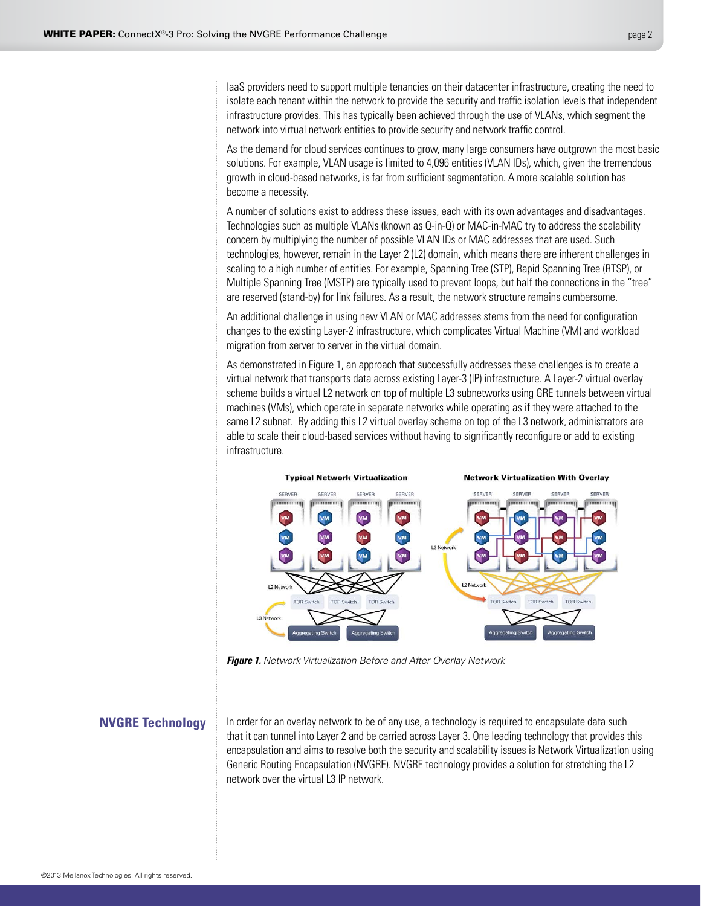IaaS providers need to support multiple tenancies on their datacenter infrastructure, creating the need to isolate each tenant within the network to provide the security and traffic isolation levels that independent infrastructure provides. This has typically been achieved through the use of VLANs, which segment the network into virtual network entities to provide security and network traffic control.

As the demand for cloud services continues to grow, many large consumers have outgrown the most basic solutions. For example, VLAN usage is limited to 4,096 entities (VLAN IDs), which, given the tremendous growth in cloud-based networks, is far from sufficient segmentation. A more scalable solution has become a necessity.

A number of solutions exist to address these issues, each with its own advantages and disadvantages. Technologies such as multiple VLANs (known as Q-in-Q) or MAC-in-MAC try to address the scalability concern by multiplying the number of possible VLAN IDs or MAC addresses that are used. Such technologies, however, remain in the Layer 2 (L2) domain, which means there are inherent challenges in scaling to a high number of entities. For example, Spanning Tree (STP), Rapid Spanning Tree (RTSP), or Multiple Spanning Tree (MSTP) are typically used to prevent loops, but half the connections in the "tree" are reserved (stand-by) for link failures. As a result, the network structure remains cumbersome.

An additional challenge in using new VLAN or MAC addresses stems from the need for configuration changes to the existing Layer-2 infrastructure, which complicates Virtual Machine (VM) and workload migration from server to server in the virtual domain.

As demonstrated in Figure 1, an approach that successfully addresses these challenges is to create a virtual network that transports data across existing Layer-3 (IP) infrastructure. A Layer-2 virtual overlay scheme builds a virtual L2 network on top of multiple L3 subnetworks using GRE tunnels between virtual machines (VMs), which operate in separate networks while operating as if they were attached to the same L2 subnet. By adding this L2 virtual overlay scheme on top of the L3 network, administrators are able to scale their cloud-based services without having to significantly reconfigure or add to existing infrastructure.

***Figure 1.*** *Network Virtualization Before and After Overlay Network*

## NVGRE Technology

In order for an overlay network to be of any use, a technology is required to encapsulate data such that it can tunnel into Layer 2 and be carried across Layer 3. One leading technology that provides this encapsulation and aims to resolve both the security and scalability issues is Network Virtualization using Generic Routing Encapsulation (NVGRE). NVGRE technology provides a solution for stretching the L2 network over the virtual L3 IP network.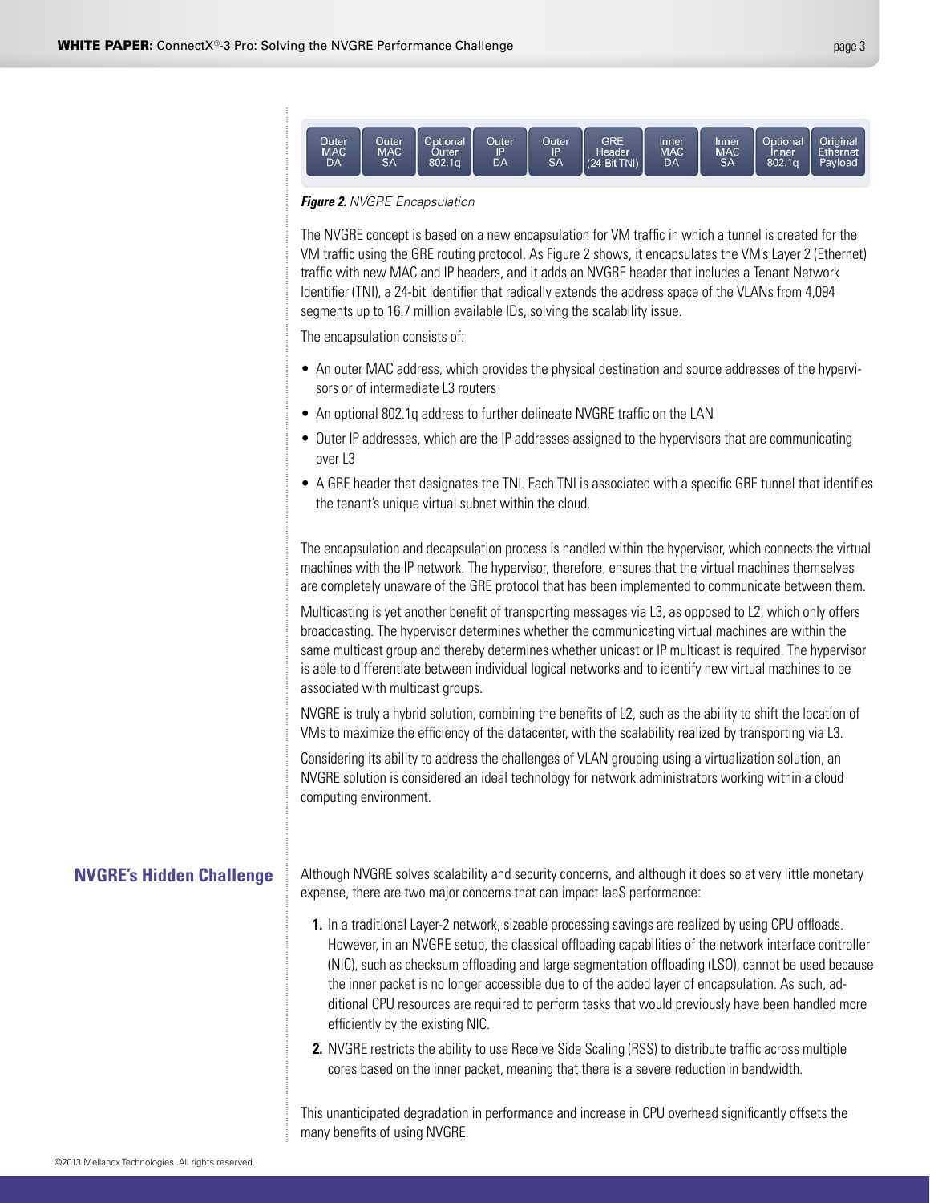| Outer MAC DA | Outer MAC SA | Optional Outer 802.1q | Outer IP DA | Outer IP SA | GRE Header (24-Bit TNI) | Inner MAC DA | Inner MAC SA | Optional Inner 802.1q | Original Ethernet Payload |
|---|---|---|---|---|---|---|---|---|---|

***Figure 2.*** *NVGRE Encapsulation*

The NVGRE concept is based on a new encapsulation for VM traffic in which a tunnel is created for the VM traffic using the GRE routing protocol. As Figure 2 shows, it encapsulates the VM's Layer 2 (Ethernet) traffic with new MAC and IP headers, and it adds an NVGRE header that includes a Tenant Network Identifier (TNI), a 24-bit identifier that radically extends the address space of the VLANs from 4,094 segments up to 16.7 million available IDs, solving the scalability issue.

The encapsulation consists of:

- An outer MAC address, which provides the physical destination and source addresses of the hypervisors or of intermediate L3 routers
- An optional 802.1q address to further delineate NVGRE traffic on the LAN
- Outer IP addresses, which are the IP addresses assigned to the hypervisors that are communicating over L3
- A GRE header that designates the TNI. Each TNI is associated with a specific GRE tunnel that identifies the tenant's unique virtual subnet within the cloud.

The encapsulation and decapsulation process is handled within the hypervisor, which connects the virtual machines with the IP network. The hypervisor, therefore, ensures that the virtual machines themselves are completely unaware of the GRE protocol that has been implemented to communicate between them.

Multicasting is yet another benefit of transporting messages via L3, as opposed to L2, which only offers broadcasting. The hypervisor determines whether the communicating virtual machines are within the same multicast group and thereby determines whether unicast or IP multicast is required. The hypervisor is able to differentiate between individual logical networks and to identify new virtual machines to be associated with multicast groups.

NVGRE is truly a hybrid solution, combining the benefits of L2, such as the ability to shift the location of VMs to maximize the efficiency of the datacenter, with the scalability realized by transporting via L3.

Considering its ability to address the challenges of VLAN grouping using a virtualization solution, an NVGRE solution is considered an ideal technology for network administrators working within a cloud computing environment.

## NVGRE's Hidden Challenge

Although NVGRE solves scalability and security concerns, and although it does so at very little monetary expense, there are two major concerns that can impact IaaS performance:

1. In a traditional Layer-2 network, sizeable processing savings are realized by using CPU offloads. However, in an NVGRE setup, the classical offloading capabilities of the network interface controller (NIC), such as checksum offloading and large segmentation offloading (LSO), cannot be used because the inner packet is no longer accessible due to of the added layer of encapsulation. As such, additional CPU resources are required to perform tasks that would previously have been handled more efficiently by the existing NIC.
2. NVGRE restricts the ability to use Receive Side Scaling (RSS) to distribute traffic across multiple cores based on the inner packet, meaning that there is a severe reduction in bandwidth.

This unanticipated degradation in performance and increase in CPU overhead significantly offsets the many benefits of using NVGRE.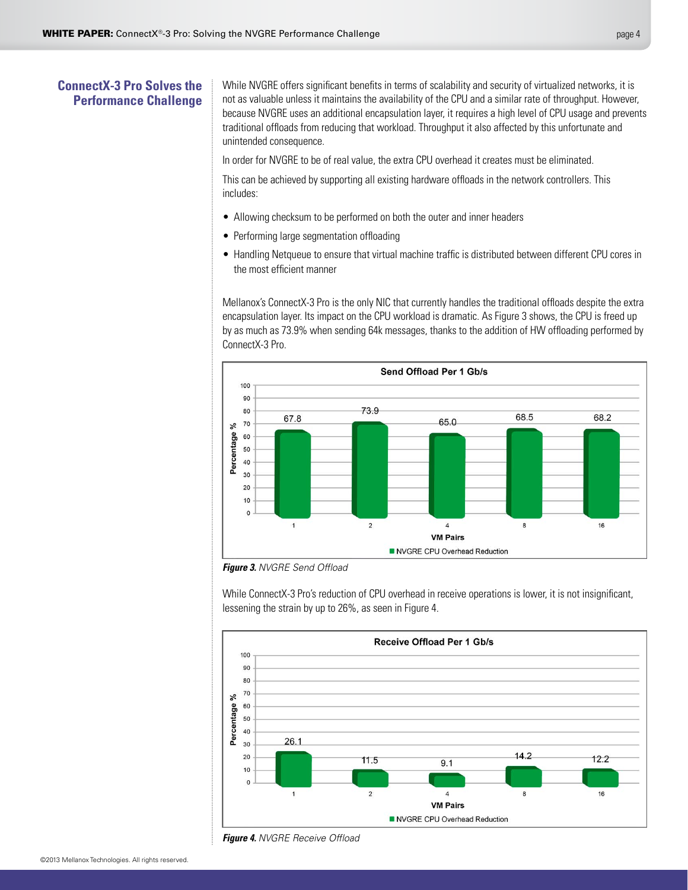## ConnectX-3 Pro Solves the Performance Challenge

While NVGRE offers significant benefits in terms of scalability and security of virtualized networks, it is not as valuable unless it maintains the availability of the CPU and a similar rate of throughput. However, because NVGRE uses an additional encapsulation layer, it requires a high level of CPU usage and prevents traditional offloads from reducing that workload. Throughput it also affected by this unfortunate and unintended consequence.

In order for NVGRE to be of real value, the extra CPU overhead it creates must be eliminated.

This can be achieved by supporting all existing hardware offloads in the network controllers. This includes:

- Allowing checksum to be performed on both the outer and inner headers
- Performing large segmentation offloading
- Handling Netqueue to ensure that virtual machine traffic is distributed between different CPU cores in the most efficient manner

Mellanox's ConnectX-3 Pro is the only NIC that currently handles the traditional offloads despite the extra encapsulation layer. Its impact on the CPU workload is dramatic. As Figure 3 shows, the CPU is freed up by as much as 73.9% when sending 64k messages, thanks to the addition of HW offloading performed by ConnectX-3 Pro.

**Send Offload Per 1 Gb/s**

| VM Pairs | NVGRE CPU Overhead Reduction (Percentage %) |
|---|---|
| 1 | 67.8 |
| 2 | 73.9 |
| 4 | 65.0 |
| 8 | 68.5 |
| 16 | 68.2 |

***Figure 3.*** *NVGRE Send Offload*

While ConnectX-3 Pro's reduction of CPU overhead in receive operations is lower, it is not insignificant, lessening the strain by up to 26%, as seen in Figure 4.

**Receive Offload Per 1 Gb/s**

| VM Pairs | NVGRE CPU Overhead Reduction (Percentage %) |
|---|---|
| 1 | 26.1 |
| 2 | 11.5 |
| 4 | 9.1 |
| 8 | 14.2 |
| 16 | 12.2 |

***Figure 4.*** *NVGRE Receive Offload*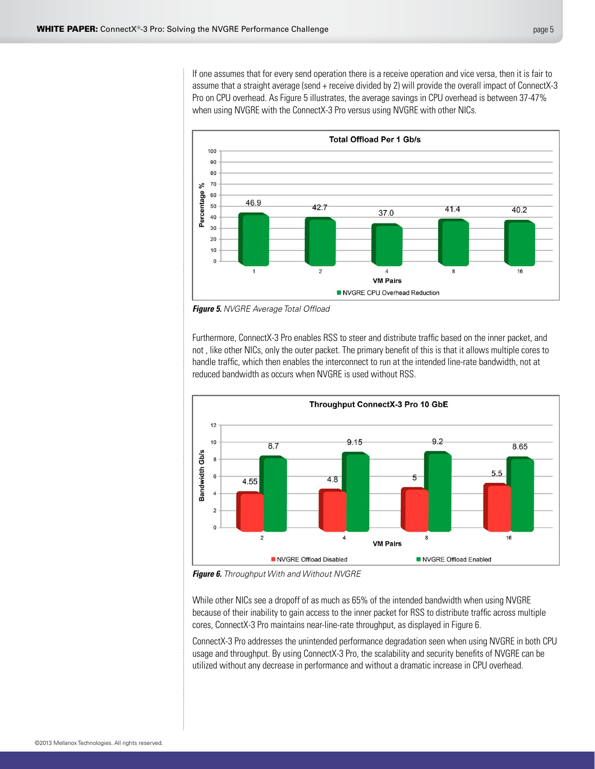If one assumes that for every send operation there is a receive operation and vice versa, then it is fair to assume that a straight average (send + receive divided by 2) will provide the overall impact of ConnectX-3 Pro on CPU overhead. As Figure 5 illustrates, the average savings in CPU overhead is between 37-47% when using NVGRE with the ConnectX-3 Pro versus using NVGRE with other NICs.

**Total Offload Per 1 Gb/s**

| VM Pairs | NVGRE CPU Overhead Reduction (Percentage %) |
|---|---|
| 1 | 46.9 |
| 2 | 42.7 |
| 4 | 37.0 |
| 8 | 41.4 |
| 16 | 40.2 |

***Figure 5.*** *NVGRE Average Total Offload*

Furthermore, ConnectX-3 Pro enables RSS to steer and distribute traffic based on the inner packet, and not , like other NICs, only the outer packet. The primary benefit of this is that it allows multiple cores to handle traffic, which then enables the interconnect to run at the intended line-rate bandwidth, not at reduced bandwidth as occurs when NVGRE is used without RSS.

**Throughput ConnectX-3 Pro 10 GbE**

| VM Pairs | NVGRE Offload Disabled (Bandwidth Gb/s) | NVGRE Offload Enabled (Bandwidth Gb/s) |
|---|---|---|
| 2 | 4.55 | 8.7 |
| 4 | 4.8 | 9.15 |
| 8 | 5 | 9.2 |
| 16 | 5.5 | 8.65 |

***Figure 6.*** *Throughput With and Without NVGRE*

While other NICs see a dropoff of as much as 65% of the intended bandwidth when using NVGRE because of their inability to gain access to the inner packet for RSS to distribute traffic across multiple cores, ConnectX-3 Pro maintains near-line-rate throughput, as displayed in Figure 6.

ConnectX-3 Pro addresses the unintended performance degradation seen when using NVGRE in both CPU usage and throughput. By using ConnectX-3 Pro, the scalability and security benefits of NVGRE can be utilized without any decrease in performance and without a dramatic increase in CPU overhead.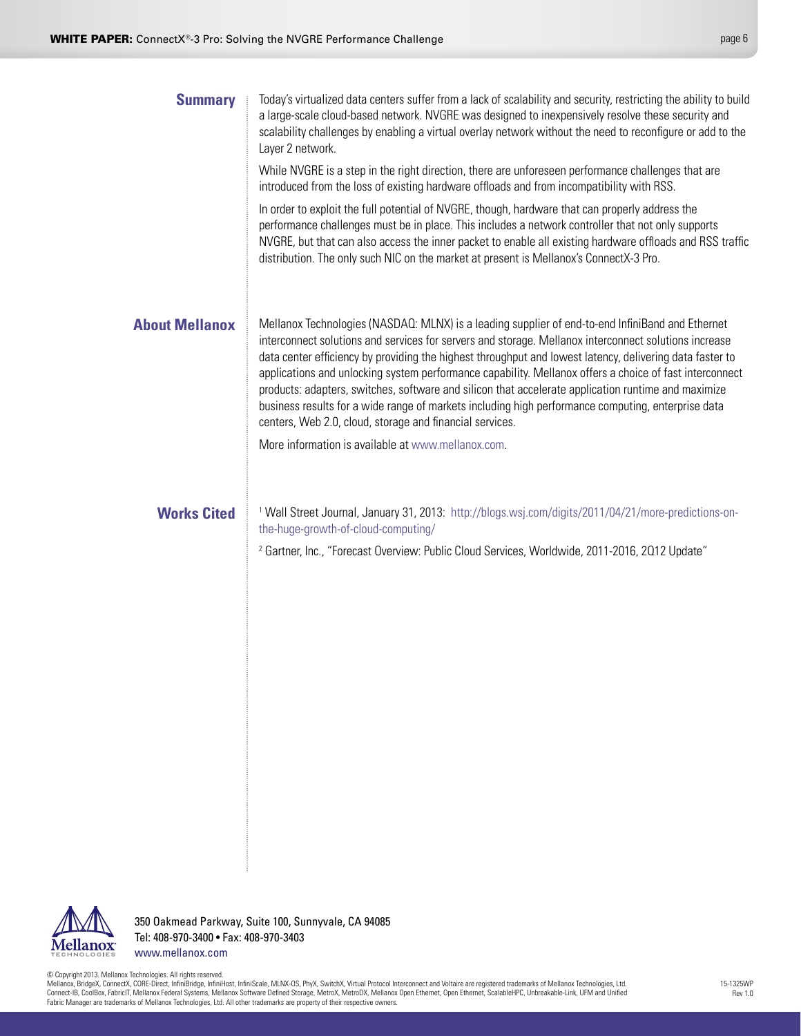## Summary

Today's virtualized data centers suffer from a lack of scalability and security, restricting the ability to build a large-scale cloud-based network. NVGRE was designed to inexpensively resolve these security and scalability challenges by enabling a virtual overlay network without the need to reconfigure or add to the Layer 2 network.

While NVGRE is a step in the right direction, there are unforeseen performance challenges that are introduced from the loss of existing hardware offloads and from incompatibility with RSS.

In order to exploit the full potential of NVGRE, though, hardware that can properly address the performance challenges must be in place. This includes a network controller that not only supports NVGRE, but that can also access the inner packet to enable all existing hardware offloads and RSS traffic distribution. The only such NIC on the market at present is Mellanox's ConnectX-3 Pro.

## About Mellanox

Mellanox Technologies (NASDAQ: MLNX) is a leading supplier of end-to-end InfiniBand and Ethernet interconnect solutions and services for servers and storage. Mellanox interconnect solutions increase data center efficiency by providing the highest throughput and lowest latency, delivering data faster to applications and unlocking system performance capability. Mellanox offers a choice of fast interconnect products: adapters, switches, software and silicon that accelerate application runtime and maximize business results for a wide range of markets including high performance computing, enterprise data centers, Web 2.0, cloud, storage and financial services.

More information is available at www.mellanox.com.

## Works Cited

[1] Wall Street Journal, January 31, 2013: http://blogs.wsj.com/digits/2011/04/21/more-predictions-on-the-huge-growth-of-cloud-computing/

[2] Gartner, Inc., "Forecast Overview: Public Cloud Services, Worldwide, 2011-2016, 2Q12 Update"

350 Oakmead Parkway, Suite 100, Sunnyvale, CA 94085
Tel: 408-970-3400 • Fax: 408-970-3403
www.mellanox.com

© Copyright 2013. Mellanox Technologies. All rights reserved.
Mellanox, BridgeX, ConnectX, CORE-Direct, InfiniBridge, InfiniHost, InfiniScale, MLNX-OS, PhyX, SwitchX, Virtual Protocol Interconnect and Voltaire are registered trademarks of Mellanox Technologies, Ltd. Connect-IB, CoolBox, FabricIT, Mellanox Federal Systems, Mellanox Software Defined Storage, MetroX, MetroDX, Mellanox Open Ethernet, Open Ethernet, ScalableHPC, Unbreakable-Link, UFM and Unified Fabric Manager are trademarks of Mellanox Technologies, Ltd. All other trademarks are property of their respective owners.

15-1325WP
Rev 1.0